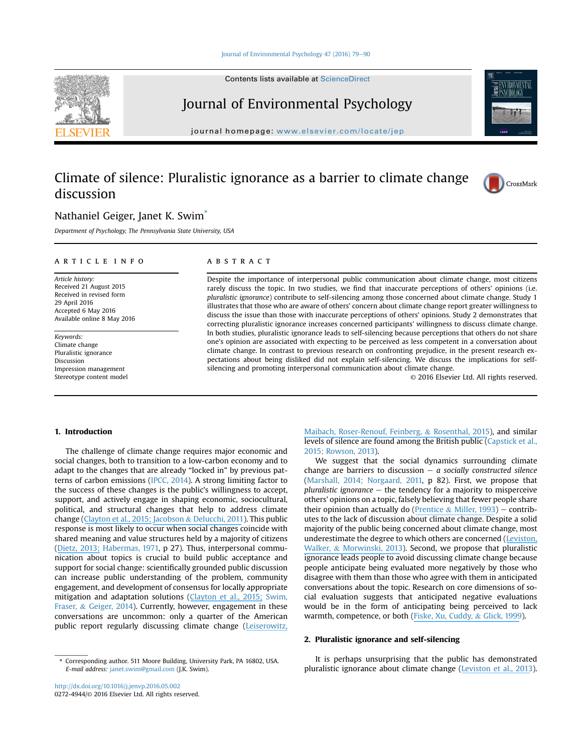# Climate of silence: Pluralistic ignorance as a barrier to climate change discussion

Nathaniel Geiger, Janet K. Swim*

*Department of Psychology, The Pennsylvania State University, USA*

## ARTICLE INFO

*Article history:*
Received 21 August 2015
Received in revised form
29 April 2016
Accepted 6 May 2016
Available online 8 May 2016

*Keywords:*
Climate change
Pluralistic ignorance
Discussion
Impression management
Stereotype content model

## ABSTRACT

Despite the importance of interpersonal public communication about climate change, most citizens rarely discuss the topic. In two studies, we find that inaccurate perceptions of others' opinions (i.e. *pluralistic ignorance*) contribute to self-silencing among those concerned about climate change. Study 1 illustrates that those who are aware of others' concern about climate change report greater willingness to discuss the issue than those with inaccurate perceptions of others' opinions. Study 2 demonstrates that correcting pluralistic ignorance increases concerned participants' willingness to discuss climate change. In both studies, pluralistic ignorance leads to self-silencing because perceptions that others do not share one's opinion are associated with expecting to be perceived as less competent in a conversation about climate change. In contrast to previous research on confronting prejudice, in the present research expectations about being disliked did not explain self-silencing. We discuss the implications for self-silencing and promoting interpersonal communication about climate change.

© 2016 Elsevier Ltd. All rights reserved.

## 1. Introduction

The challenge of climate change requires major economic and social changes, both to transition to a low-carbon economy and to adapt to the changes that are already "locked in" by previous patterns of carbon emissions (IPCC, 2014). A strong limiting factor to the success of these changes is the public's willingness to accept, support, and actively engage in shaping economic, sociocultural, political, and structural changes that help to address climate change (Clayton et al., 2015; Jacobson & Delucchi, 2011). This public response is most likely to occur when social changes coincide with shared meaning and value structures held by a majority of citizens (Dietz, 2013; Habermas, 1971, p 27). Thus, interpersonal communication about topics is crucial to build public acceptance and support for social change: scientifically grounded public discussion can increase public understanding of the problem, community engagement, and development of consensus for locally appropriate mitigation and adaptation solutions (Clayton et al., 2015; Swim, Fraser, & Geiger, 2014). Currently, however, engagement in these conversations are uncommon: only a quarter of the American public report regularly discussing climate change (Leiserowitz, Maibach, Roser-Renouf, Feinberg, & Rosenthal, 2015), and similar levels of silence are found among the British public (Capstick et al., 2015; Rowson, 2013).

We suggest that the social dynamics surrounding climate change are barriers to discussion – *a socially constructed silence* (Marshall, 2014; Norgaard, 2011, p 82). First, we propose that *pluralistic ignorance* – the tendency for a majority to misperceive others' opinions on a topic, falsely believing that fewer people share their opinion than actually do (Prentice & Miller, 1993) – contributes to the lack of discussion about climate change. Despite a solid majority of the public being concerned about climate change, most underestimate the degree to which others are concerned (Leviston, Walker, & Morwinski, 2013). Second, we propose that pluralistic ignorance leads people to avoid discussing climate change because people anticipate being evaluated more negatively by those who disagree with them than those who agree with them in anticipated conversations about the topic. Research on core dimensions of social evaluation suggests that anticipated negative evaluations would be in the form of anticipating being perceived to lack warmth, competence, or both (Fiske, Xu, Cuddy, & Glick, 1999).

## 2. Pluralistic ignorance and self-silencing

It is perhaps unsurprising that the public has demonstrated pluralistic ignorance about climate change (Leviston et al., 2013).

* Corresponding author. 511 Moore Building, University Park, PA 16802, USA.
*E-mail address:* janet.swim@gmail.com (J.K. Swim).

http://dx.doi.org/10.1016/j.jenvp.2016.05.002
0272-4944/© 2016 Elsevier Ltd. All rights reserved.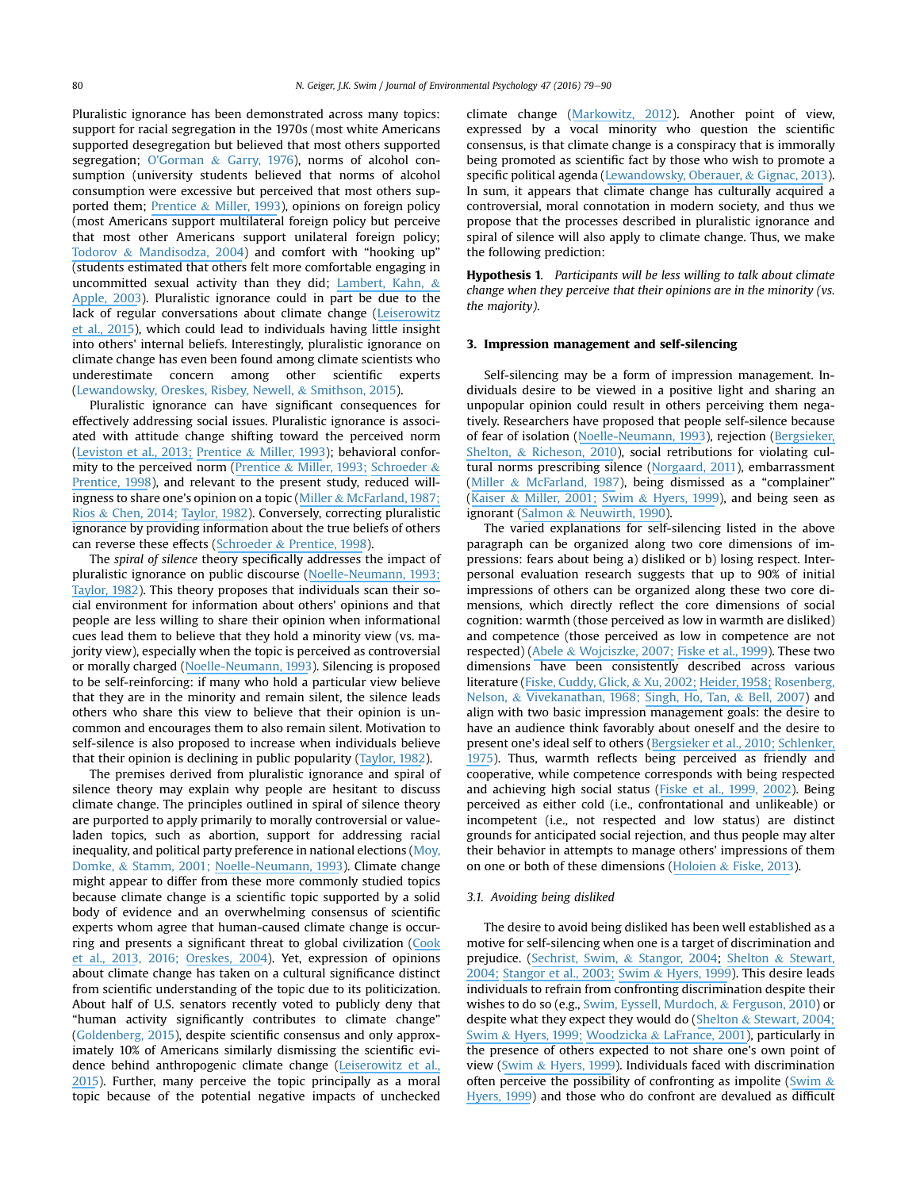Pluralistic ignorance has been demonstrated across many topics: support for racial segregation in the 1970s (most white Americans supported desegregation but believed that most others supported segregation; O'Gorman & Garry, 1976), norms of alcohol consumption (university students believed that norms of alcohol consumption were excessive but perceived that most others supported them; Prentice & Miller, 1993), opinions on foreign policy (most Americans support multilateral foreign policy but perceive that most other Americans support unilateral foreign policy; Todorov & Mandisodza, 2004) and comfort with "hooking up" (students estimated that others felt more comfortable engaging in uncommitted sexual activity than they did; Lambert, Kahn, & Apple, 2003). Pluralistic ignorance could in part be due to the lack of regular conversations about climate change (Leiserowitz et al., 2015), which could lead to individuals having little insight into others' internal beliefs. Interestingly, pluralistic ignorance on climate change has even been found among climate scientists who underestimate concern among other scientific experts (Lewandowsky, Oreskes, Risbey, Newell, & Smithson, 2015).

Pluralistic ignorance can have significant consequences for effectively addressing social issues. Pluralistic ignorance is associated with attitude change shifting toward the perceived norm (Leviston et al., 2013; Prentice & Miller, 1993); behavioral conformity to the perceived norm (Prentice & Miller, 1993; Schroeder & Prentice, 1998), and relevant to the present study, reduced willingness to share one's opinion on a topic (Miller & McFarland, 1987; Rios & Chen, 2014; Taylor, 1982). Conversely, correcting pluralistic ignorance by providing information about the true beliefs of others can reverse these effects (Schroeder & Prentice, 1998).

The *spiral of silence* theory specifically addresses the impact of pluralistic ignorance on public discourse (Noelle-Neumann, 1993; Taylor, 1982). This theory proposes that individuals scan their social environment for information about others' opinions and that people are less willing to share their opinion when informational cues lead them to believe that they hold a minority view (vs. majority view), especially when the topic is perceived as controversial or morally charged (Noelle-Neumann, 1993). Silencing is proposed to be self-reinforcing: if many who hold a particular view believe that they are in the minority and remain silent, the silence leads others who share this view to believe that their opinion is uncommon and encourages them to also remain silent. Motivation to self-silence is also proposed to increase when individuals believe that their opinion is declining in public popularity (Taylor, 1982).

The premises derived from pluralistic ignorance and spiral of silence theory may explain why people are hesitant to discuss climate change. The principles outlined in spiral of silence theory are purported to apply primarily to morally controversial or value-laden topics, such as abortion, support for addressing racial inequality, and political party preference in national elections (Moy, Domke, & Stamm, 2001; Noelle-Neumann, 1993). Climate change might appear to differ from these more commonly studied topics because climate change is a scientific topic supported by a solid body of evidence and an overwhelming consensus of scientific experts whom agree that human-caused climate change is occurring and presents a significant threat to global civilization (Cook et al., 2013, 2016; Oreskes, 2004). Yet, expression of opinions about climate change has taken on a cultural significance distinct from scientific understanding of the topic due to its politicization. About half of U.S. senators recently voted to publicly deny that "human activity significantly contributes to climate change" (Goldenberg, 2015), despite scientific consensus and only approximately 10% of Americans similarly dismissing the scientific evidence behind anthropogenic climate change (Leiserowitz et al., 2015). Further, many perceive the topic principally as a moral topic because of the potential negative impacts of unchecked climate change (Markowitz, 2012). Another point of view, expressed by a vocal minority who question the scientific consensus, is that climate change is a conspiracy that is immorally being promoted as scientific fact by those who wish to promote a specific political agenda (Lewandowsky, Oberauer, & Gignac, 2013). In sum, it appears that climate change has culturally acquired a controversial, moral connotation in modern society, and thus we propose that the processes described in pluralistic ignorance and spiral of silence will also apply to climate change. Thus, we make the following prediction:

**Hypothesis 1**. *Participants will be less willing to talk about climate change when they perceive that their opinions are in the minority (vs. the majority).*

## 3. Impression management and self-silencing

Self-silencing may be a form of impression management. Individuals desire to be viewed in a positive light and sharing an unpopular opinion could result in others perceiving them negatively. Researchers have proposed that people self-silence because of fear of isolation (Noelle-Neumann, 1993), rejection (Bergsieker, Shelton, & Richeson, 2010), social retributions for violating cultural norms prescribing silence (Norgaard, 2011), embarrassment (Miller & McFarland, 1987), being dismissed as a "complainer" (Kaiser & Miller, 2001; Swim & Hyers, 1999), and being seen as ignorant (Salmon & Neuwirth, 1990).

The varied explanations for self-silencing listed in the above paragraph can be organized along two core dimensions of impressions: fears about being a) disliked or b) losing respect. Interpersonal evaluation research suggests that up to 90% of initial impressions of others can be organized along these two core dimensions, which directly reflect the core dimensions of social cognition: warmth (those perceived as low in warmth are disliked) and competence (those perceived as low in competence are not respected) (Abele & Wojciszke, 2007; Fiske et al., 1999). These two dimensions have been consistently described across various literature (Fiske, Cuddy, Glick, & Xu, 2002; Heider, 1958; Rosenberg, Nelson, & Vivekanathan, 1968; Singh, Ho, Tan, & Bell, 2007) and align with two basic impression management goals: the desire to have an audience think favorably about oneself and the desire to present one's ideal self to others (Bergsieker et al., 2010; Schlenker, 1975). Thus, warmth reflects being perceived as friendly and cooperative, while competence corresponds with being respected and achieving high social status (Fiske et al., 1999, 2002). Being perceived as either cold (i.e., confrontational and unlikeable) or incompetent (i.e., not respected and low status) are distinct grounds for anticipated social rejection, and thus people may alter their behavior in attempts to manage others' impressions of them on one or both of these dimensions (Holoien & Fiske, 2013).

### 3.1. Avoiding being disliked

The desire to avoid being disliked has been well established as a motive for self-silencing when one is a target of discrimination and prejudice. (Sechrist, Swim, & Stangor, 2004; Shelton & Stewart, 2004; Stangor et al., 2003; Swim & Hyers, 1999). This desire leads individuals to refrain from confronting discrimination despite their wishes to do so (e.g., Swim, Eyssell, Murdoch, & Ferguson, 2010) or despite what they expect they would do (Shelton & Stewart, 2004; Swim & Hyers, 1999; Woodzicka & LaFrance, 2001), particularly in the presence of others expected to not share one's own point of view (Swim & Hyers, 1999). Individuals faced with discrimination often perceive the possibility of confronting as impolite (Swim & Hyers, 1999) and those who do confront are devalued as difficult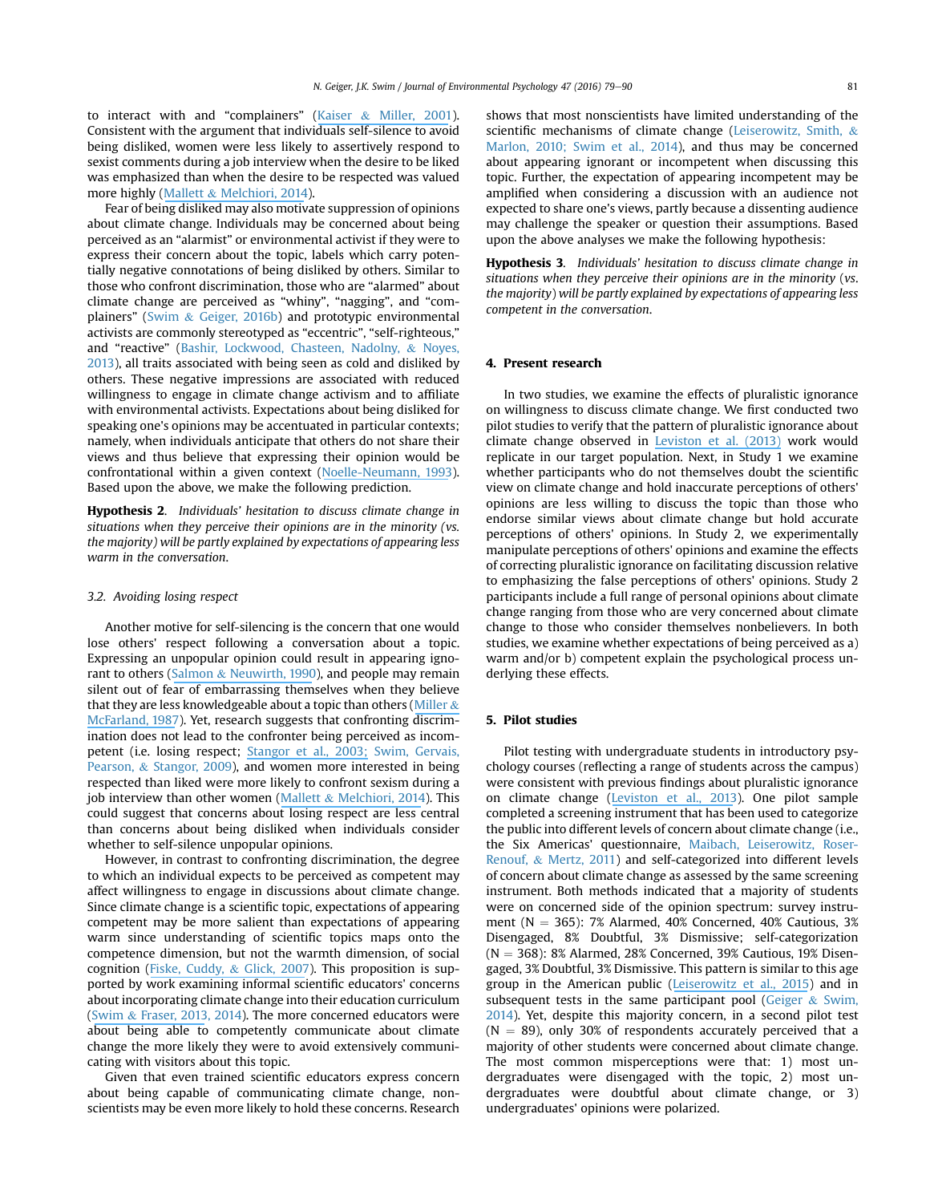to interact with and "complainers" (Kaiser & Miller, 2001). Consistent with the argument that individuals self-silence to avoid being disliked, women were less likely to assertively respond to sexist comments during a job interview when the desire to be liked was emphasized than when the desire to be respected was valued more highly (Mallett & Melchiori, 2014).

Fear of being disliked may also motivate suppression of opinions about climate change. Individuals may be concerned about being perceived as an "alarmist" or environmental activist if they were to express their concern about the topic, labels which carry potentially negative connotations of being disliked by others. Similar to those who confront discrimination, those who are "alarmed" about climate change are perceived as "whiny", "nagging", and "complainers" (Swim & Geiger, 2016b) and prototypic environmental activists are commonly stereotyped as "eccentric", "self-righteous," and "reactive" (Bashir, Lockwood, Chasteen, Nadolny, & Noyes, 2013), all traits associated with being seen as cold and disliked by others. These negative impressions are associated with reduced willingness to engage in climate change activism and to affiliate with environmental activists. Expectations about being disliked for speaking one's opinions may be accentuated in particular contexts; namely, when individuals anticipate that others do not share their views and thus believe that expressing their opinion would be confrontational within a given context (Noelle-Neumann, 1993). Based upon the above, we make the following prediction.

**Hypothesis 2**. *Individuals' hesitation to discuss climate change in situations when they perceive their opinions are in the minority (vs. the majority) will be partly explained by expectations of appearing less warm in the conversation.*

### 3.2. Avoiding losing respect

Another motive for self-silencing is the concern that one would lose others' respect following a conversation about a topic. Expressing an unpopular opinion could result in appearing ignorant to others (Salmon & Neuwirth, 1990), and people may remain silent out of fear of embarrassing themselves when they believe that they are less knowledgeable about a topic than others (Miller & McFarland, 1987). Yet, research suggests that confronting discrimination does not lead to the confronter being perceived as incompetent (i.e. losing respect; Stangor et al., 2003; Swim, Gervais, Pearson, & Stangor, 2009), and women more interested in being respected than liked were more likely to confront sexism during a job interview than other women (Mallett & Melchiori, 2014). This could suggest that concerns about losing respect are less central than concerns about being disliked when individuals consider whether to self-silence unpopular opinions.

However, in contrast to confronting discrimination, the degree to which an individual expects to be perceived as competent may affect willingness to engage in discussions about climate change. Since climate change is a scientific topic, expectations of appearing competent may be more salient than expectations of appearing warm since understanding of scientific topics maps onto the competence dimension, but not the warmth dimension, of social cognition (Fiske, Cuddy, & Glick, 2007). This proposition is supported by work examining informal scientific educators' concerns about incorporating climate change into their education curriculum (Swim & Fraser, 2013, 2014). The more concerned educators were about being able to competently communicate about climate change the more likely they were to avoid extensively communicating with visitors about this topic.

Given that even trained scientific educators express concern about being capable of communicating climate change, nonscientists may be even more likely to hold these concerns. Research shows that most nonscientists have limited understanding of the scientific mechanisms of climate change (Leiserowitz, Smith, & Marlon, 2010; Swim et al., 2014), and thus may be concerned about appearing ignorant or incompetent when discussing this topic. Further, the expectation of appearing incompetent may be amplified when considering a discussion with an audience not expected to share one's views, partly because a dissenting audience may challenge the speaker or question their assumptions. Based upon the above analyses we make the following hypothesis:

**Hypothesis 3**. *Individuals' hesitation to discuss climate change in situations when they perceive their opinions are in the minority (vs. the majority) will be partly explained by expectations of appearing less competent in the conversation.*

## 4. Present research

In two studies, we examine the effects of pluralistic ignorance on willingness to discuss climate change. We first conducted two pilot studies to verify that the pattern of pluralistic ignorance about climate change observed in Leviston et al. (2013) work would replicate in our target population. Next, in Study 1 we examine whether participants who do not themselves doubt the scientific view on climate change and hold inaccurate perceptions of others' opinions are less willing to discuss the topic than those who endorse similar views about climate change but hold accurate perceptions of others' opinions. In Study 2, we experimentally manipulate perceptions of others' opinions and examine the effects of correcting pluralistic ignorance on facilitating discussion relative to emphasizing the false perceptions of others' opinions. Study 2 participants include a full range of personal opinions about climate change ranging from those who are very concerned about climate change to those who consider themselves nonbelievers. In both studies, we examine whether expectations of being perceived as a) warm and/or b) competent explain the psychological process underlying these effects.

## 5. Pilot studies

Pilot testing with undergraduate students in introductory psychology courses (reflecting a range of students across the campus) were consistent with previous findings about pluralistic ignorance on climate change (Leviston et al., 2013). One pilot sample completed a screening instrument that has been used to categorize the public into different levels of concern about climate change (i.e., the Six Americas' questionnaire, Maibach, Leiserowitz, Roser-Renouf, & Mertz, 2011) and self-categorized into different levels of concern about climate change as assessed by the same screening instrument. Both methods indicated that a majority of students were on concerned side of the opinion spectrum: survey instrument ($N = 365$): 7% Alarmed, 40% Concerned, 40% Cautious, 3% Disengaged, 8% Doubtful, 3% Dismissive; self-categorization ($N = 368$): 8% Alarmed, 28% Concerned, 39% Cautious, 19% Disengaged, 3% Doubtful, 3% Dismissive. This pattern is similar to this age group in the American public (Leiserowitz et al., 2015) and in subsequent tests in the same participant pool (Geiger & Swim, 2014). Yet, despite this majority concern, in a second pilot test ($N = 89$), only 30% of respondents accurately perceived that a majority of other students were concerned about climate change. The most common misperceptions were that: 1) most undergraduates were disengaged with the topic, 2) most undergraduates were doubtful about climate change, or 3) undergraduates' opinions were polarized.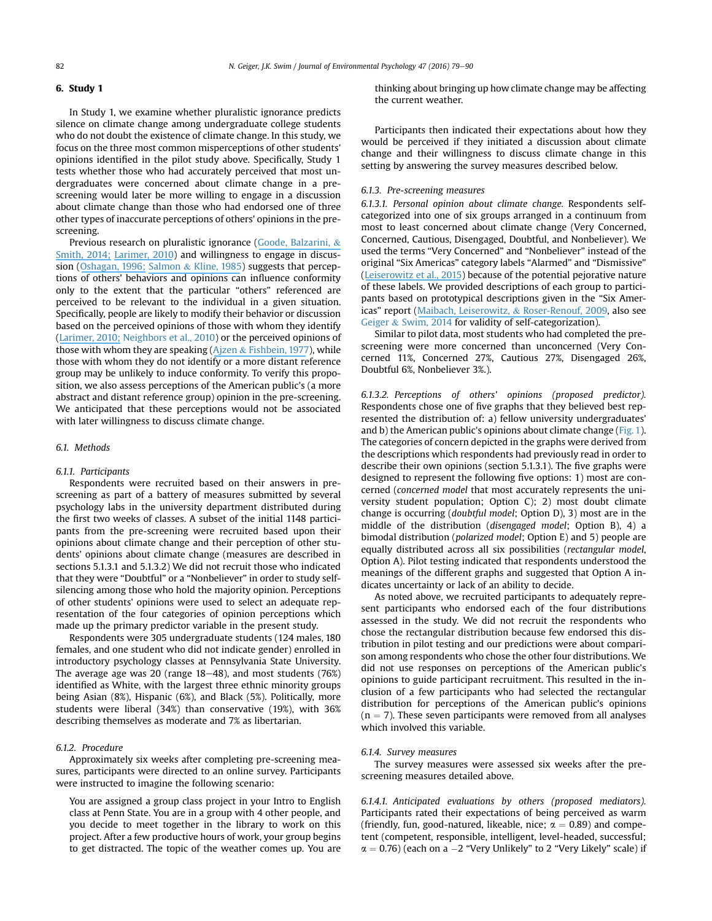## 6. Study 1

In Study 1, we examine whether pluralistic ignorance predicts silence on climate change among undergraduate college students who do not doubt the existence of climate change. In this study, we focus on the three most common misperceptions of other students' opinions identified in the pilot study above. Specifically, Study 1 tests whether those who had accurately perceived that most undergraduates were concerned about climate change in a pre-screening would later be more willing to engage in a discussion about climate change than those who had endorsed one of three other types of inaccurate perceptions of others' opinions in the pre-screening.

Previous research on pluralistic ignorance (Goode, Balzarini, & Smith, 2014; Larimer, 2010) and willingness to engage in discussion (Oshagan, 1996; Salmon & Kline, 1985) suggests that perceptions of others' behaviors and opinions can influence conformity only to the extent that the particular "others" referenced are perceived to be relevant to the individual in a given situation. Specifically, people are likely to modify their behavior or discussion based on the perceived opinions of those with whom they identify (Larimer, 2010; Neighbors et al., 2010) or the perceived opinions of those with whom they are speaking (Ajzen & Fishbein, 1977), while those with whom they do not identify or a more distant reference group may be unlikely to induce conformity. To verify this proposition, we also assess perceptions of the American public's (a more abstract and distant reference group) opinion in the pre-screening. We anticipated that these perceptions would not be associated with later willingness to discuss climate change.

### 6.1. Methods

#### 6.1.1. Participants

Respondents were recruited based on their answers in pre-screening as part of a battery of measures submitted by several psychology labs in the university department distributed during the first two weeks of classes. A subset of the initial 1148 participants from the pre-screening were recruited based upon their opinions about climate change and their perception of other students' opinions about climate change (measures are described in sections 5.1.3.1 and 5.1.3.2) We did not recruit those who indicated that they were "Doubtful" or a "Nonbeliever" in order to study self-silencing among those who hold the majority opinion. Perceptions of other students' opinions were used to select an adequate representation of the four categories of opinion perceptions which made up the primary predictor variable in the present study.

Respondents were 305 undergraduate students (124 males, 180 females, and one student who did not indicate gender) enrolled in introductory psychology classes at Pennsylvania State University. The average age was 20 (range 18–48), and most students (76%) identified as White, with the largest three ethnic minority groups being Asian (8%), Hispanic (6%), and Black (5%). Politically, more students were liberal (34%) than conservative (19%), with 36% describing themselves as moderate and 7% as libertarian.

#### 6.1.2. Procedure

Approximately six weeks after completing pre-screening measures, participants were directed to an online survey. Participants were instructed to imagine the following scenario:

> You are assigned a group class project in your Intro to English class at Penn State. You are in a group with 4 other people, and you decide to meet together in the library to work on this project. After a few productive hours of work, your group begins to get distracted. The topic of the weather comes up. You are thinking about bringing up how climate change may be affecting the current weather.

Participants then indicated their expectations about how they would be perceived if they initiated a discussion about climate change and their willingness to discuss climate change in this setting by answering the survey measures described below.

#### 6.1.3. Pre-screening measures

*6.1.3.1. Personal opinion about climate change.* Respondents self-categorized into one of six groups arranged in a continuum from most to least concerned about climate change (Very Concerned, Concerned, Cautious, Disengaged, Doubtful, and Nonbeliever). We used the terms "Very Concerned" and "Nonbeliever" instead of the original "Six Americas" category labels "Alarmed" and "Dismissive" (Leiserowitz et al., 2015) because of the potential pejorative nature of these labels. We provided descriptions of each group to participants based on prototypical descriptions given in the "Six Americas" report (Maibach, Leiserowitz, & Roser-Renouf, 2009, also see Geiger & Swim, 2014 for validity of self-categorization).

Similar to pilot data, most students who had completed the pre-screening were more concerned than unconcerned (Very Concerned 11%, Concerned 27%, Cautious 27%, Disengaged 26%, Doubtful 6%, Nonbeliever 3%.).

*6.1.3.2. Perceptions of others' opinions (proposed predictor).* Respondents chose one of five graphs that they believed best represented the distribution of: a) fellow university undergraduates' and b) the American public's opinions about climate change (Fig. 1). The categories of concern depicted in the graphs were derived from the descriptions which respondents had previously read in order to describe their own opinions (section 5.1.3.1). The five graphs were designed to represent the following five options: 1) most are concerned (*concerned model* that most accurately represents the university student population; Option C); 2) most doubt climate change is occurring (*doubtful model*; Option D), 3) most are in the middle of the distribution (*disengaged model*; Option B), 4) a bimodal distribution (*polarized model*; Option E) and 5) people are equally distributed across all six possibilities (*rectangular model*, Option A). Pilot testing indicated that respondents understood the meanings of the different graphs and suggested that Option A indicates uncertainty or lack of an ability to decide.

As noted above, we recruited participants to adequately represent participants who endorsed each of the four distributions assessed in the study. We did not recruit the respondents who chose the rectangular distribution because few endorsed this distribution in pilot testing and our predictions were about comparison among respondents who chose the other four distributions. We did not use responses on perceptions of the American public's opinions to guide participant recruitment. This resulted in the inclusion of a few participants who had selected the rectangular distribution for perceptions of the American public's opinions ($n = 7$). These seven participants were removed from all analyses which involved this variable.

#### 6.1.4. Survey measures

The survey measures were assessed six weeks after the pre-screening measures detailed above.

*6.1.4.1. Anticipated evaluations by others (proposed mediators).* Participants rated their expectations of being perceived as warm (friendly, fun, good-natured, likeable, nice; $\alpha = 0.89$) and competent (competent, responsible, intelligent, level-headed, successful; $\alpha = 0.76$) (each on a $-2$ "Very Unlikely" to 2 "Very Likely" scale) if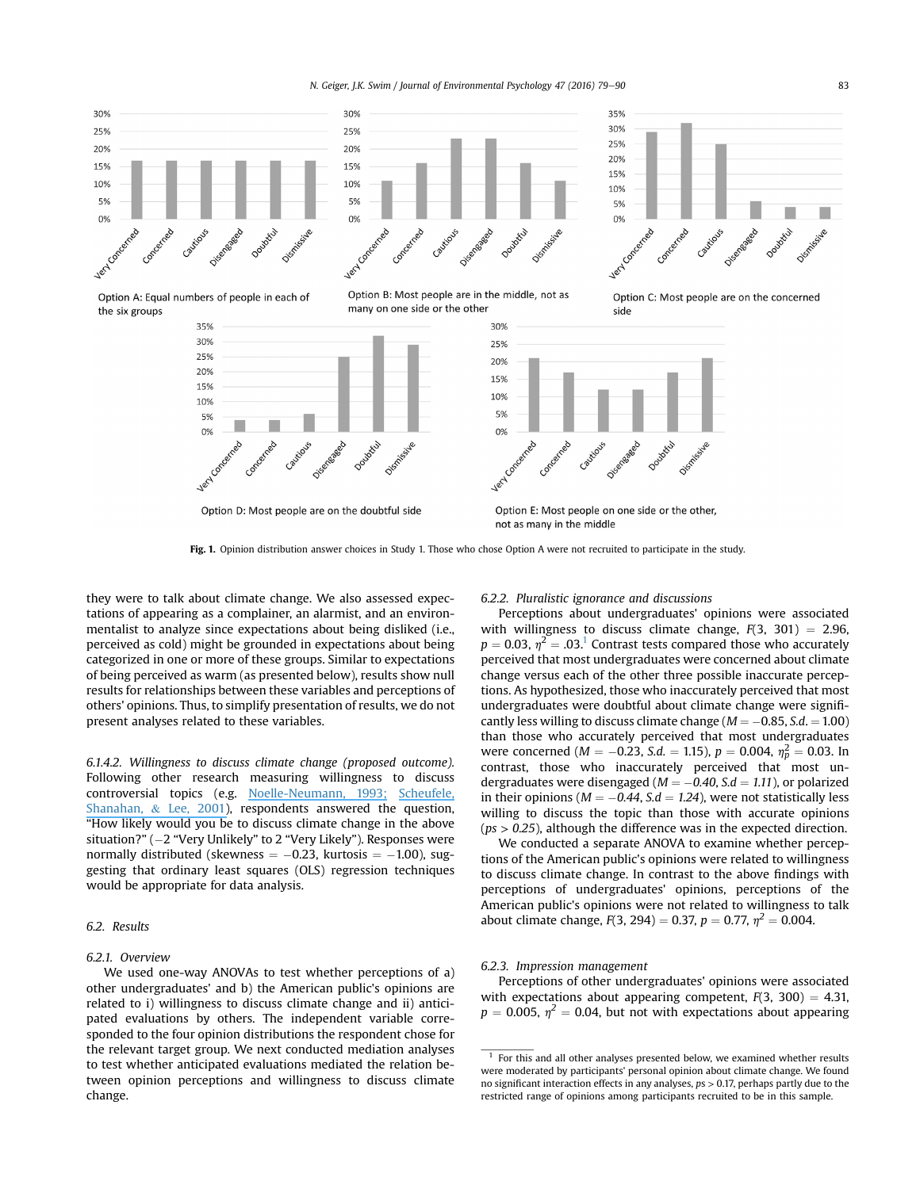Option A: Equal numbers of people in each of the six groups

Option B: Most people are in the middle, not as many on one side or the other

Option C: Most people are on the concerned side

Option D: Most people are on the doubtful side

Option E: Most people on one side or the other, not as many in the middle

**Fig. 1.** Opinion distribution answer choices in Study 1. Those who chose Option A were not recruited to participate in the study.

they were to talk about climate change. We also assessed expectations of appearing as a complainer, an alarmist, and an environmentalist to analyze since expectations about being disliked (i.e., perceived as cold) might be grounded in expectations about being categorized in one or more of these groups. Similar to expectations of being perceived as warm (as presented below), results show null results for relationships between these variables and perceptions of others' opinions. Thus, to simplify presentation of results, we do not present analyses related to these variables.

*6.1.4.2. Willingness to discuss climate change (proposed outcome).* Following other research measuring willingness to discuss controversial topics (e.g. Noelle-Neumann, 1993; Scheufele, Shanahan, & Lee, 2001), respondents answered the question, "How likely would you be to discuss climate change in the above situation?" ($-2$ "Very Unlikely" to 2 "Very Likely"). Responses were normally distributed (skewness $= -0.23$, kurtosis $= -1.00$), suggesting that ordinary least squares (OLS) regression techniques would be appropriate for data analysis.

## 6.2. Results

### 6.2.1. Overview

We used one-way ANOVAs to test whether perceptions of a) other undergraduates' and b) the American public's opinions are related to i) willingness to discuss climate change and ii) anticipated evaluations by others. The independent variable corresponded to the four opinion distributions the respondent chose for the relevant target group. We next conducted mediation analyses to test whether anticipated evaluations mediated the relation between opinion perceptions and willingness to discuss climate change.

### 6.2.2. Pluralistic ignorance and discussions

Perceptions about undergraduates' opinions were associated with willingness to discuss climate change, $F(3, 301) = 2.96$, $p = 0.03$, $\eta^2 = .03$.[1] Contrast tests compared those who accurately perceived that most undergraduates were concerned about climate change versus each of the other three possible inaccurate perceptions. As hypothesized, those who inaccurately perceived that most undergraduates were doubtful about climate change were significantly less willing to discuss climate change ($M = -0.85$, $S.d. = 1.00$) than those who accurately perceived that most undergraduates were concerned ($M = -0.23$, $S.d. = 1.15$), $p = 0.004$, $\eta_p^2 = 0.03$. In contrast, those who inaccurately perceived that most undergraduates were disengaged ($M = -0.40$, $S.d = 1.11$), or polarized in their opinions ($M = -0.44$, $S.d = 1.24$), were not statistically less willing to discuss the topic than those with accurate opinions ($ps > 0.25$), although the difference was in the expected direction.

We conducted a separate ANOVA to examine whether perceptions of the American public's opinions were related to willingness to discuss climate change. In contrast to the above findings with perceptions of undergraduates' opinions, perceptions of the American public's opinions were not related to willingness to talk about climate change, $F(3, 294) = 0.37$, $p = 0.77$, $\eta^2 = 0.004$.

### 6.2.3. Impression management

Perceptions of other undergraduates' opinions were associated with expectations about appearing competent, $F(3, 300) = 4.31$, $p = 0.005$, $\eta^2 = 0.04$, but not with expectations about appearing

[1] For this and all other analyses presented below, we examined whether results were moderated by participants' personal opinion about climate change. We found no significant interaction effects in any analyses, $ps > 0.17$, perhaps partly due to the restricted range of opinions among participants recruited to be in this sample.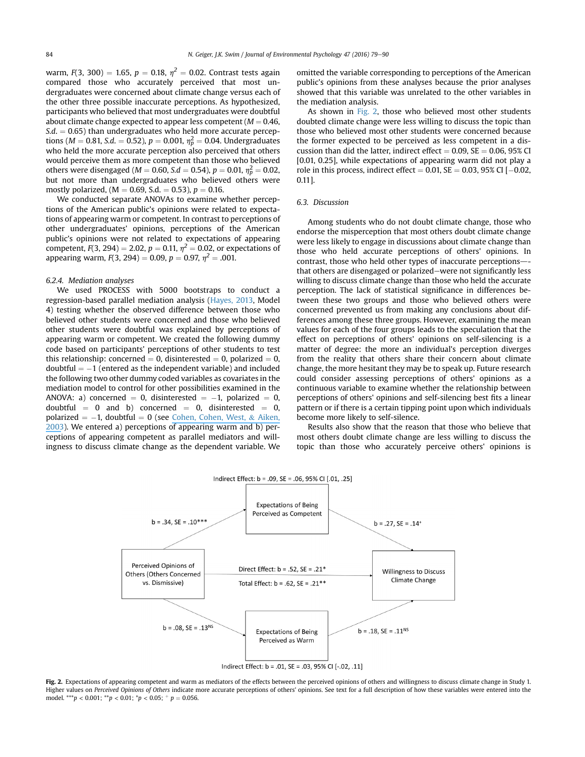warm, $F(3, 300) = 1.65$, $p = 0.18$, $\eta^2 = 0.02$. Contrast tests again compared those who accurately perceived that most undergraduates were concerned about climate change versus each of the other three possible inaccurate perceptions. As hypothesized, participants who believed that most undergraduates were doubtful about climate change expected to appear less competent ($M = 0.46$, $S.d. = 0.65$) than undergraduates who held more accurate perceptions ($M = 0.81$, $S.d. = 0.52$), $p = 0.001$, $\eta_p^2 = 0.04$. Undergraduates who held the more accurate perception also perceived that others would perceive them as more competent than those who believed others were disengaged ($M = 0.60$, $S.d = 0.54$), $p = 0.01$, $\eta_p^2 = 0.02$, but not more than undergraduates who believed others were mostly polarized, ($M = 0.69$, $S.d. = 0.53$), $p = 0.16$.

We conducted separate ANOVAs to examine whether perceptions of the American public's opinions were related to expectations of appearing warm or competent. In contrast to perceptions of other undergraduates' opinions, perceptions of the American public's opinions were not related to expectations of appearing competent, $F(3, 294) = 2.02$, $p = 0.11$, $\eta^2 = 0.02$, or expectations of appearing warm, $F(3, 294) = 0.09$, $p = 0.97$, $\eta^2 = .001$.

#### 6.2.4. Mediation analyses

We used PROCESS with 5000 bootstraps to conduct a regression-based parallel mediation analysis (Hayes, 2013, Model 4) testing whether the observed difference between those who believed other students were concerned and those who believed other students were doubtful was explained by perceptions of appearing warm or competent. We created the following dummy code based on participants' perceptions of other students to test this relationship: concerned = 0, disinterested = 0, polarized = 0, doubtful = −1 (entered as the independent variable) and included the following two other dummy coded variables as covariates in the mediation model to control for other possibilities examined in the ANOVA: a) concerned = 0, disinterested = −1, polarized = 0, doubtful = 0 and b) concerned = 0, disinterested = 0, polarized = −1, doubtful = 0 (see Cohen, Cohen, West, & Aiken, 2003). We entered a) perceptions of appearing warm and b) perceptions of appearing competent as parallel mediators and willingness to discuss climate change as the dependent variable. We omitted the variable corresponding to perceptions of the American public's opinions from these analyses because the prior analyses showed that this variable was unrelated to the other variables in the mediation analysis.

As shown in Fig. 2, those who believed most other students doubted climate change were less willing to discuss the topic than those who believed most other students were concerned because the former expected to be perceived as less competent in a discussion than did the latter, indirect effect = 0.09, SE = 0.06, 95% CI [0.01, 0.25], while expectations of appearing warm did not play a role in this process, indirect effect = 0.01, SE = 0.03, 95% CI [−0.02, 0.11].

### 6.3. Discussion

Among students who do not doubt climate change, those who endorse the misperception that most others doubt climate change were less likely to engage in discussions about climate change than those who held accurate perceptions of others' opinions. In contrast, those who held other types of inaccurate perceptions—that others are disengaged or polarized—were not significantly less willing to discuss climate change than those who held the accurate perception. The lack of statistical significance in differences between these two groups and those who believed others were concerned prevented us from making any conclusions about differences among these three groups. However, examining the mean values for each of the four groups leads to the speculation that the effect on perceptions of others' opinions on self-silencing is a matter of degree: the more an individual's perception diverges from the reality that others share their concern about climate change, the more hesitant they may be to speak up. Future research could consider assessing perceptions of others' opinions as a continuous variable to examine whether the relationship between perceptions of others' opinions and self-silencing best fits a linear pattern or if there is a certain tipping point upon which individuals become more likely to self-silence.

Results also show that the reason that those who believe that most others doubt climate change are less willing to discuss the topic than those who accurately perceive others' opinions is

Indirect Effect: b = .09, SE = .06, 95% CI [.01, .25]

Expectations of Being Perceived as Competent

b = .34, SE = .10***

b = .27, SE = .14⁺

Perceived Opinions of Others (Others Concerned vs. Dismissive)

Direct Effect: b = .52, SE = .21*

Total Effect: b = .62, SE = .21**

Willingness to Discuss Climate Change

b = .08, SE = .13[NS]

Expectations of Being Perceived as Warm

b = .18, SE = .11[NS]

Indirect Effect: b = .01, SE = .03, 95% CI [-.02, .11]

**Fig. 2.** Expectations of appearing competent and warm as mediators of the effects between the perceived opinions of others and willingness to discuss climate change in Study 1. Higher values on *Perceived Opinions of Others* indicate more accurate perceptions of others' opinions. See text for a full description of how these variables were entered into the model. ***$p < 0.001$; **$p < 0.01$; *$p < 0.05$; ⁺ $p = 0.056$.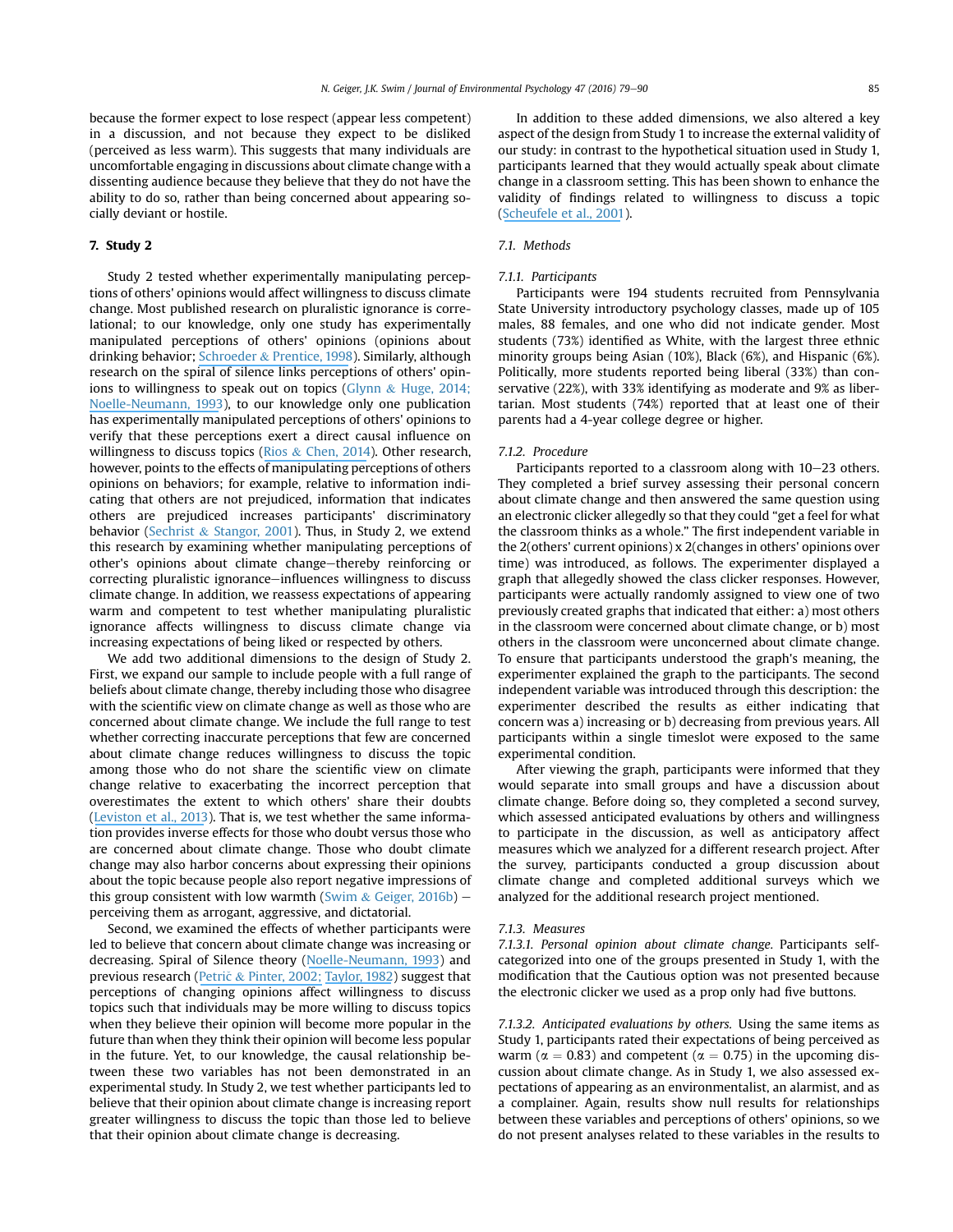because the former expect to lose respect (appear less competent) in a discussion, and not because they expect to be disliked (perceived as less warm). This suggests that many individuals are uncomfortable engaging in discussions about climate change with a dissenting audience because they believe that they do not have the ability to do so, rather than being concerned about appearing socially deviant or hostile.

## 7. Study 2

Study 2 tested whether experimentally manipulating perceptions of others' opinions would affect willingness to discuss climate change. Most published research on pluralistic ignorance is correlational; to our knowledge, only one study has experimentally manipulated perceptions of others' opinions (opinions about drinking behavior; Schroeder & Prentice, 1998). Similarly, although research on the spiral of silence links perceptions of others' opinions to willingness to speak out on topics (Glynn & Huge, 2014; Noelle-Neumann, 1993), to our knowledge only one publication has experimentally manipulated perceptions of others' opinions to verify that these perceptions exert a direct causal influence on willingness to discuss topics (Rios & Chen, 2014). Other research, however, points to the effects of manipulating perceptions of others opinions on behaviors; for example, relative to information indicating that others are not prejudiced, information that indicates others are prejudiced increases participants' discriminatory behavior (Sechrist & Stangor, 2001). Thus, in Study 2, we extend this research by examining whether manipulating perceptions of other's opinions about climate change—thereby reinforcing or correcting pluralistic ignorance—influences willingness to discuss climate change. In addition, we reassess expectations of appearing warm and competent to test whether manipulating pluralistic ignorance affects willingness to discuss climate change via increasing expectations of being liked or respected by others.

We add two additional dimensions to the design of Study 2. First, we expand our sample to include people with a full range of beliefs about climate change, thereby including those who disagree with the scientific view on climate change as well as those who are concerned about climate change. We include the full range to test whether correcting inaccurate perceptions that few are concerned about climate change reduces willingness to discuss the topic among those who do not share the scientific view on climate change relative to exacerbating the incorrect perception that overestimates the extent to which others' share their doubts (Leviston et al., 2013). That is, we test whether the same information provides inverse effects for those who doubt versus those who are concerned about climate change. Those who doubt climate change may also harbor concerns about expressing their opinions about the topic because people also report negative impressions of this group consistent with low warmth (Swim & Geiger, 2016b) – perceiving them as arrogant, aggressive, and dictatorial.

Second, we examined the effects of whether participants were led to believe that concern about climate change was increasing or decreasing. Spiral of Silence theory (Noelle-Neumann, 1993) and previous research (Petrič & Pinter, 2002; Taylor, 1982) suggest that perceptions of changing opinions affect willingness to discuss topics such that individuals may be more willing to discuss topics when they believe their opinion will become more popular in the future than when they think their opinion will become less popular in the future. Yet, to our knowledge, the causal relationship between these two variables has not been demonstrated in an experimental study. In Study 2, we test whether participants led to believe that their opinion about climate change is increasing report greater willingness to discuss the topic than those led to believe that their opinion about climate change is decreasing.

In addition to these added dimensions, we also altered a key aspect of the design from Study 1 to increase the external validity of our study: in contrast to the hypothetical situation used in Study 1, participants learned that they would actually speak about climate change in a classroom setting. This has been shown to enhance the validity of findings related to willingness to discuss a topic (Scheufele et al., 2001).

### 7.1. Methods

#### 7.1.1. Participants

Participants were 194 students recruited from Pennsylvania State University introductory psychology classes, made up of 105 males, 88 females, and one who did not indicate gender. Most students (73%) identified as White, with the largest three ethnic minority groups being Asian (10%), Black (6%), and Hispanic (6%). Politically, more students reported being liberal (33%) than conservative (22%), with 33% identifying as moderate and 9% as libertarian. Most students (74%) reported that at least one of their parents had a 4-year college degree or higher.

#### 7.1.2. Procedure

Participants reported to a classroom along with 10–23 others. They completed a brief survey assessing their personal concern about climate change and then answered the same question using an electronic clicker allegedly so that they could "get a feel for what the classroom thinks as a whole." The first independent variable in the 2(others' current opinions) x 2(changes in others' opinions over time) was introduced, as follows. The experimenter displayed a graph that allegedly showed the class clicker responses. However, participants were actually randomly assigned to view one of two previously created graphs that indicated that either: a) most others in the classroom were concerned about climate change, or b) most others in the classroom were unconcerned about climate change. To ensure that participants understood the graph's meaning, the experimenter explained the graph to the participants. The second independent variable was introduced through this description: the experimenter described the results as either indicating that concern was a) increasing or b) decreasing from previous years. All participants within a single timeslot were exposed to the same experimental condition.

After viewing the graph, participants were informed that they would separate into small groups and have a discussion about climate change. Before doing so, they completed a second survey, which assessed anticipated evaluations by others and willingness to participate in the discussion, as well as anticipatory affect measures which we analyzed for a different research project. After the survey, participants conducted a group discussion about climate change and completed additional surveys which we analyzed for the additional research project mentioned.

#### 7.1.3. Measures

##### 7.1.3.1. Personal opinion about climate change.

Participants self-categorized into one of the groups presented in Study 1, with the modification that the Cautious option was not presented because the electronic clicker we used as a prop only had five buttons.

##### 7.1.3.2. Anticipated evaluations by others.

Using the same items as Study 1, participants rated their expectations of being perceived as warm ($\alpha = 0.83$) and competent ($\alpha = 0.75$) in the upcoming discussion about climate change. As in Study 1, we also assessed expectations of appearing as an environmentalist, an alarmist, and as a complainer. Again, results show null results for relationships between these variables and perceptions of others' opinions, so we do not present analyses related to these variables in the results to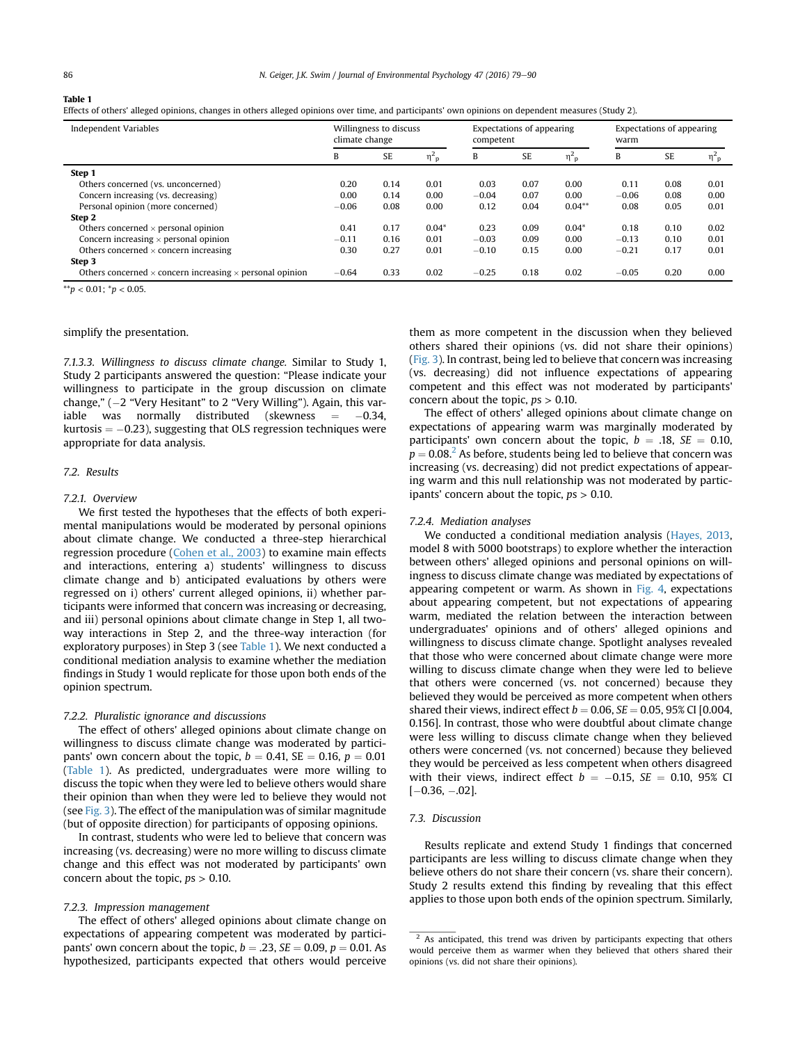**Table 1**
Effects of others' alleged opinions, changes in others alleged opinions over time, and participants' own opinions on dependent measures (Study 2).

| Independent Variables | Willingness to discuss climate change | | | Expectations of appearing competent | | | Expectations of appearing warm | | |
|---|---|---|---|---|---|---|---|---|---|
| | B | SE | $\eta^2_p$ | B | SE | $\eta^2_p$ | B | SE | $\eta^2_p$ |
| **Step 1** | | | | | | | | | |
| Others concerned (vs. unconcerned) | 0.20 | 0.14 | 0.01 | 0.03 | 0.07 | 0.00 | 0.11 | 0.08 | 0.01 |
| Concern increasing (vs. decreasing) | 0.00 | 0.14 | 0.00 | −0.04 | 0.07 | 0.00 | −0.06 | 0.08 | 0.00 |
| Personal opinion (more concerned) | −0.06 | 0.08 | 0.00 | 0.12 | 0.04 | 0.04** | 0.08 | 0.05 | 0.01 |
| **Step 2** | | | | | | | | | |
| Others concerned × personal opinion | 0.41 | 0.17 | 0.04* | 0.23 | 0.09 | 0.04* | 0.18 | 0.10 | 0.02 |
| Concern increasing × personal opinion | −0.11 | 0.16 | 0.01 | −0.03 | 0.09 | 0.00 | −0.13 | 0.10 | 0.01 |
| Others concerned × concern increasing | 0.30 | 0.27 | 0.01 | −0.10 | 0.15 | 0.00 | −0.21 | 0.17 | 0.01 |
| **Step 3** | | | | | | | | | |
| Others concerned × concern increasing × personal opinion | −0.64 | 0.33 | 0.02 | −0.25 | 0.18 | 0.02 | −0.05 | 0.20 | 0.00 |

**$p < 0.01$; *$p < 0.05$.

simplify the presentation.

*7.1.3.3. Willingness to discuss climate change.* Similar to Study 1, Study 2 participants answered the question: "Please indicate your willingness to participate in the group discussion on climate change," (−2 "Very Hesitant" to 2 "Very Willing"). Again, this variable was normally distributed (skewness = −0.34, kurtosis = −0.23), suggesting that OLS regression techniques were appropriate for data analysis.

## 7.2. Results

### 7.2.1. Overview

We first tested the hypotheses that the effects of both experimental manipulations would be moderated by personal opinions about climate change. We conducted a three-step hierarchical regression procedure (Cohen et al., 2003) to examine main effects and interactions, entering a) students' willingness to discuss climate change and b) anticipated evaluations by others were regressed on i) others' current alleged opinions, ii) whether participants were informed that concern was increasing or decreasing, and iii) personal opinions about climate change in Step 1, all two-way interactions in Step 2, and the three-way interaction (for exploratory purposes) in Step 3 (see Table 1). We next conducted a conditional mediation analysis to examine whether the mediation findings in Study 1 would replicate for those upon both ends of the opinion spectrum.

### 7.2.2. Pluralistic ignorance and discussions

The effect of others' alleged opinions about climate change on willingness to discuss climate change was moderated by participants' own concern about the topic, $b = 0.41$, $SE = 0.16$, $p = 0.01$ (Table 1). As predicted, undergraduates were more willing to discuss the topic when they were led to believe others would share their opinion than when they were led to believe they would not (see Fig. 3). The effect of the manipulation was of similar magnitude (but of opposite direction) for participants of opposing opinions.

In contrast, students who were led to believe that concern was increasing (vs. decreasing) were no more willing to discuss climate change and this effect was not moderated by participants' own concern about the topic, $ps > 0.10$.

### 7.2.3. Impression management

The effect of others' alleged opinions about climate change on expectations of appearing competent was moderated by participants' own concern about the topic, $b = .23$, $SE = 0.09$, $p = 0.01$. As hypothesized, participants expected that others would perceive them as more competent in the discussion when they believed others shared their opinions (vs. did not share their opinions) (Fig. 3). In contrast, being led to believe that concern was increasing (vs. decreasing) did not influence expectations of appearing competent and this effect was not moderated by participants' concern about the topic, $ps > 0.10$.

The effect of others' alleged opinions about climate change on expectations of appearing warm was marginally moderated by participants' own concern about the topic, $b = .18$, $SE = 0.10$, $p = 0.08$.[2] As before, students being led to believe that concern was increasing (vs. decreasing) did not predict expectations of appearing warm and this null relationship was not moderated by participants' concern about the topic, $ps > 0.10$.

### 7.2.4. Mediation analyses

We conducted a conditional mediation analysis (Hayes, 2013, model 8 with 5000 bootstraps) to explore whether the interaction between others' alleged opinions and personal opinions on willingness to discuss climate change was mediated by expectations of appearing competent or warm. As shown in Fig. 4, expectations about appearing competent, but not expectations of appearing warm, mediated the relation between the interaction between undergraduates' opinions and of others' alleged opinions and willingness to discuss climate change. Spotlight analyses revealed that those who were concerned about climate change were more willing to discuss climate change when they were led to believe that others were concerned (vs. not concerned) because they believed they would be perceived as more competent when others shared their views, indirect effect $b = 0.06$, $SE = 0.05$, 95% CI [0.004, 0.156]. In contrast, those who were doubtful about climate change were less willing to discuss climate change when they believed others were concerned (vs. not concerned) because they believed they would be perceived as less competent when others disagreed with their views, indirect effect $b = -0.15$, $SE = 0.10$, 95% CI [−0.36, −.02].

## 7.3. Discussion

Results replicate and extend Study 1 findings that concerned participants are less willing to discuss climate change when they believe others do not share their concern (vs. share their concern). Study 2 results extend this finding by revealing that this effect applies to those upon both ends of the opinion spectrum. Similarly,

[2] As anticipated, this trend was driven by participants expecting that others would perceive them as warmer when they believed that others shared their opinions (vs. did not share their opinions).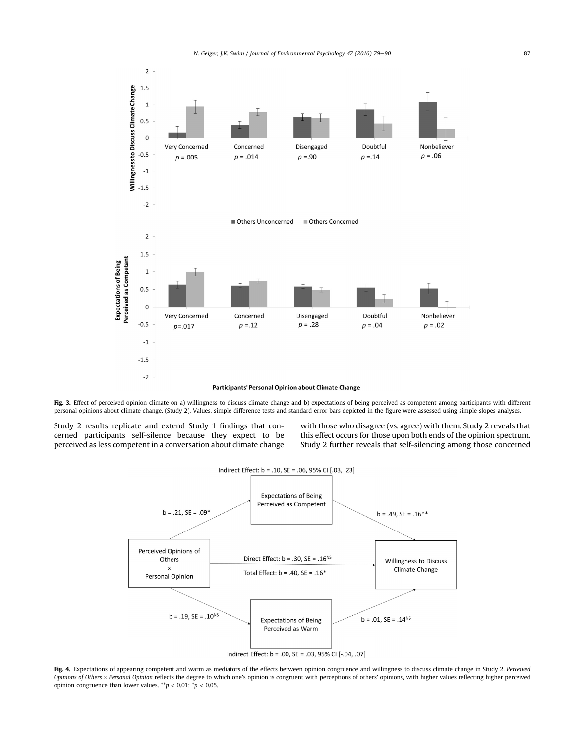**Fig. 3.** Effect of perceived opinion climate on a) willingness to discuss climate change and b) expectations of being perceived as competent among participants with different personal opinions about climate change. (Study 2). Values, simple difference tests and standard error bars depicted in the figure were assessed using simple slopes analyses.

Study 2 results replicate and extend Study 1 findings that concerned participants self-silence because they expect to be perceived as less competent in a conversation about climate change with those who disagree (vs. agree) with them. Study 2 reveals that this effect occurs for those upon both ends of the opinion spectrum. Study 2 further reveals that self-silencing among those concerned

**Fig. 4.** Expectations of appearing competent and warm as mediators of the effects between opinion congruence and willingness to discuss climate change in Study 2. *Perceived Opinions of Others × Personal Opinion* reflects the degree to which one's opinion is congruent with perceptions of others' opinions, with higher values reflecting higher perceived opinion congruence than lower values. $^{**}p < 0.01$; $^{*}p < 0.05$.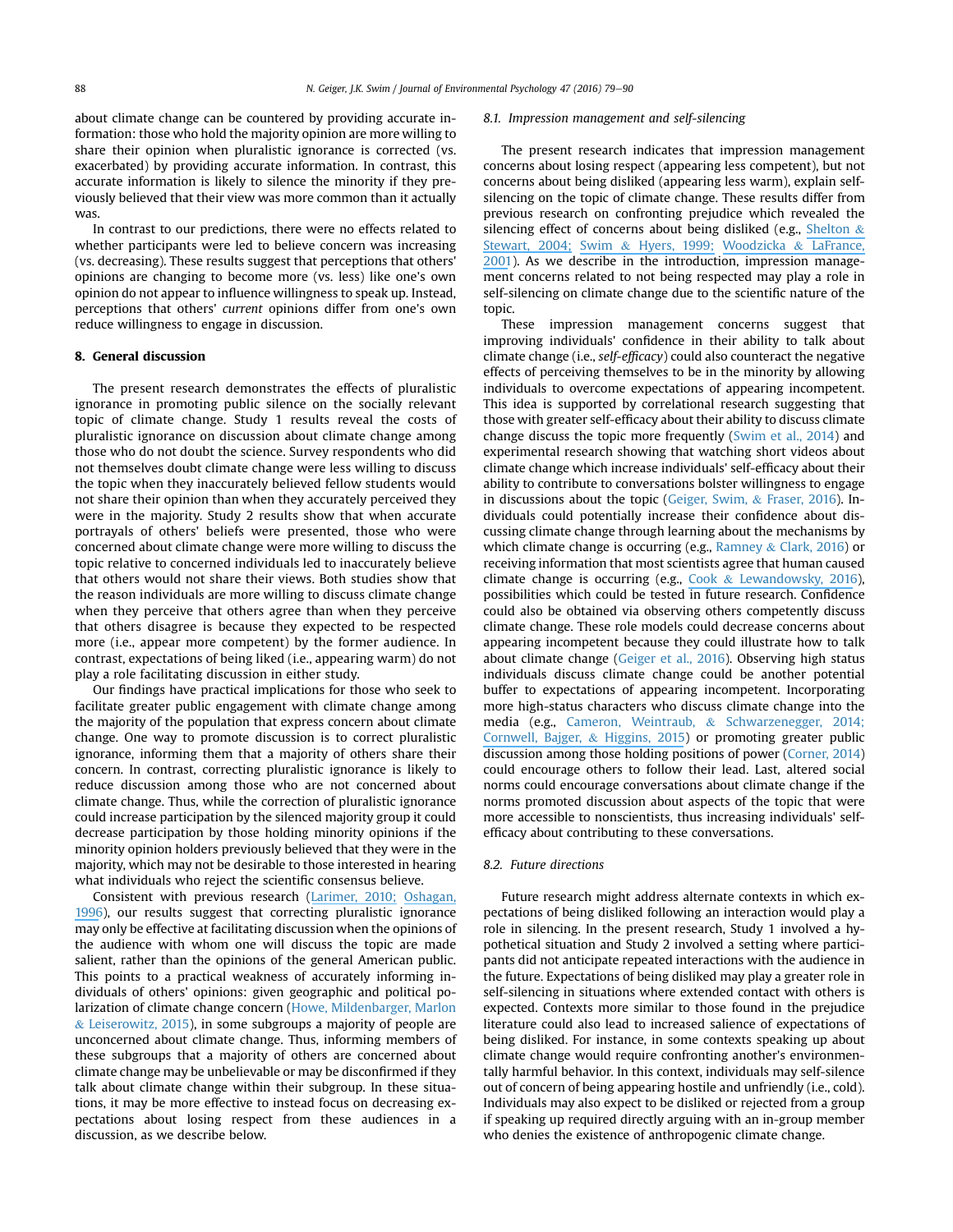about climate change can be countered by providing accurate information: those who hold the majority opinion are more willing to share their opinion when pluralistic ignorance is corrected (vs. exacerbated) by providing accurate information. In contrast, this accurate information is likely to silence the minority if they previously believed that their view was more common than it actually was.

In contrast to our predictions, there were no effects related to whether participants were led to believe concern was increasing (vs. decreasing). These results suggest that perceptions that others' opinions are changing to become more (vs. less) like one's own opinion do not appear to influence willingness to speak up. Instead, perceptions that others' *current* opinions differ from one's own reduce willingness to engage in discussion.

## 8. General discussion

The present research demonstrates the effects of pluralistic ignorance in promoting public silence on the socially relevant topic of climate change. Study 1 results reveal the costs of pluralistic ignorance on discussion about climate change among those who do not doubt the science. Survey respondents who did not themselves doubt climate change were less willing to discuss the topic when they inaccurately believed fellow students would not share their opinion than when they accurately perceived they were in the majority. Study 2 results show that when accurate portrayals of others' beliefs were presented, those who were concerned about climate change were more willing to discuss the topic relative to concerned individuals led to inaccurately believe that others would not share their views. Both studies show that the reason individuals are more willing to discuss climate change when they perceive that others agree than when they perceive that others disagree is because they expected to be respected more (i.e., appear more competent) by the former audience. In contrast, expectations of being liked (i.e., appearing warm) do not play a role facilitating discussion in either study.

Our findings have practical implications for those who seek to facilitate greater public engagement with climate change among the majority of the population that express concern about climate change. One way to promote discussion is to correct pluralistic ignorance, informing them that a majority of others share their concern. In contrast, correcting pluralistic ignorance is likely to reduce discussion among those who are not concerned about climate change. Thus, while the correction of pluralistic ignorance could increase participation by the silenced majority group it could decrease participation by those holding minority opinions if the minority opinion holders previously believed that they were in the majority, which may not be desirable to those interested in hearing what individuals who reject the scientific consensus believe.

Consistent with previous research (Larimer, 2010; Oshagan, 1996), our results suggest that correcting pluralistic ignorance may only be effective at facilitating discussion when the opinions of the audience with whom one will discuss the topic are made salient, rather than the opinions of the general American public. This points to a practical weakness of accurately informing individuals of others' opinions: given geographic and political polarization of climate change concern (Howe, Mildenbarger, Marlon & Leiserowitz, 2015), in some subgroups a majority of people are unconcerned about climate change. Thus, informing members of these subgroups that a majority of others are concerned about climate change may be unbelievable or may be disconfirmed if they talk about climate change within their subgroup. In these situations, it may be more effective to instead focus on decreasing expectations about losing respect from these audiences in a discussion, as we describe below.

### 8.1. Impression management and self-silencing

The present research indicates that impression management concerns about losing respect (appearing less competent), but not concerns about being disliked (appearing less warm), explain self-silencing on the topic of climate change. These results differ from previous research on confronting prejudice which revealed the silencing effect of concerns about being disliked (e.g., Shelton & Stewart, 2004; Swim & Hyers, 1999; Woodzicka & LaFrance, 2001). As we describe in the introduction, impression management concerns related to not being respected may play a role in self-silencing on climate change due to the scientific nature of the topic.

These impression management concerns suggest that improving individuals' confidence in their ability to talk about climate change (i.e., *self-efficacy*) could also counteract the negative effects of perceiving themselves to be in the minority by allowing individuals to overcome expectations of appearing incompetent. This idea is supported by correlational research suggesting that those with greater self-efficacy about their ability to discuss climate change discuss the topic more frequently (Swim et al., 2014) and experimental research showing that watching short videos about climate change which increase individuals' self-efficacy about their ability to contribute to conversations bolster willingness to engage in discussions about the topic (Geiger, Swim, & Fraser, 2016). Individuals could potentially increase their confidence about discussing climate change through learning about the mechanisms by which climate change is occurring (e.g., Ramney & Clark, 2016) or receiving information that most scientists agree that human caused climate change is occurring (e.g., Cook & Lewandowsky, 2016), possibilities which could be tested in future research. Confidence could also be obtained via observing others competently discuss climate change. These role models could decrease concerns about appearing incompetent because they could illustrate how to talk about climate change (Geiger et al., 2016). Observing high status individuals discuss climate change could be another potential buffer to expectations of appearing incompetent. Incorporating more high-status characters who discuss climate change into the media (e.g., Cameron, Weintraub, & Schwarzenegger, 2014; Cornwell, Bajger, & Higgins, 2015) or promoting greater public discussion among those holding positions of power (Corner, 2014) could encourage others to follow their lead. Last, altered social norms could encourage conversations about climate change if the norms promoted discussion about aspects of the topic that were more accessible to nonscientists, thus increasing individuals' self-efficacy about contributing to these conversations.

### 8.2. Future directions

Future research might address alternate contexts in which expectations of being disliked following an interaction would play a role in silencing. In the present research, Study 1 involved a hypothetical situation and Study 2 involved a setting where participants did not anticipate repeated interactions with the audience in the future. Expectations of being disliked may play a greater role in self-silencing in situations where extended contact with others is expected. Contexts more similar to those found in the prejudice literature could also lead to increased salience of expectations of being disliked. For instance, in some contexts speaking up about climate change would require confronting another's environmentally harmful behavior. In this context, individuals may self-silence out of concern of being appearing hostile and unfriendly (i.e., cold). Individuals may also expect to be disliked or rejected from a group if speaking up required directly arguing with an in-group member who denies the existence of anthropogenic climate change.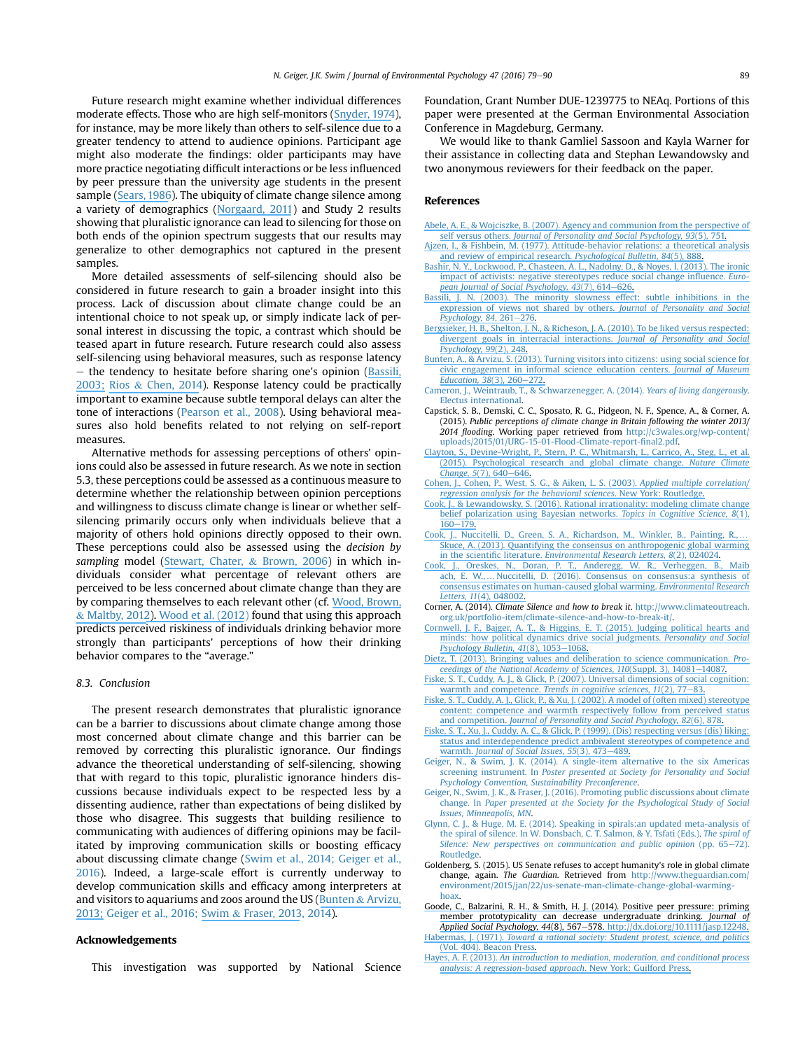Future research might examine whether individual differences moderate effects. Those who are high self-monitors (Snyder, 1974), for instance, may be more likely than others to self-silence due to a greater tendency to attend to audience opinions. Participant age might also moderate the findings: older participants may have more practice negotiating difficult interactions or be less influenced by peer pressure than the university age students in the present sample (Sears, 1986). The ubiquity of climate change silence among a variety of demographics (Norgaard, 2011) and Study 2 results showing that pluralistic ignorance can lead to silencing for those on both ends of the opinion spectrum suggests that our results may generalize to other demographics not captured in the present samples.

More detailed assessments of self-silencing should also be considered in future research to gain a broader insight into this process. Lack of discussion about climate change could be an intentional choice to not speak up, or simply indicate lack of personal interest in discussing the topic, a contrast which should be teased apart in future research. Future research could also assess self-silencing using behavioral measures, such as response latency – the tendency to hesitate before sharing one's opinion (Bassili, 2003; Rios & Chen, 2014). Response latency could be practically important to examine because subtle temporal delays can alter the tone of interactions (Pearson et al., 2008). Using behavioral measures also hold benefits related to not relying on self-report measures.

Alternative methods for assessing perceptions of others' opinions could also be assessed in future research. As we note in section 5.3, these perceptions could be assessed as a continuous measure to determine whether the relationship between opinion perceptions and willingness to discuss climate change is linear or whether self-silencing primarily occurs only when individuals believe that a majority of others hold opinions directly opposed to their own. These perceptions could also be assessed using the *decision by sampling* model (Stewart, Chater, & Brown, 2006) in which individuals consider what percentage of relevant others are perceived to be less concerned about climate change than they are by comparing themselves to each relevant other (cf. Wood, Brown, & Maltby, 2012). Wood et al. (2012) found that using this approach predicts perceived riskiness of individuals drinking behavior more strongly than participants' perceptions of how their drinking behavior compares to the "average."

### 8.3. Conclusion

The present research demonstrates that pluralistic ignorance can be a barrier to discussions about climate change among those most concerned about climate change and this barrier can be removed by correcting this pluralistic ignorance. Our findings advance the theoretical understanding of self-silencing, showing that with regard to this topic, pluralistic ignorance hinders discussions because individuals expect to be respected less by a dissenting audience, rather than expectations of being disliked by those who disagree. This suggests that building resilience to communicating with audiences of differing opinions may be facilitated by improving communication skills or boosting efficacy about discussing climate change (Swim et al., 2014; Geiger et al., 2016). Indeed, a large-scale effort is currently underway to develop communication skills and efficacy among interpreters at and visitors to aquariums and zoos around the US (Bunten & Arvizu, 2013; Geiger et al., 2016; Swim & Fraser, 2013, 2014).

## Acknowledgements

This investigation was supported by National Science Foundation, Grant Number DUE-1239775 to NEAq. Portions of this paper were presented at the German Environmental Association Conference in Magdeburg, Germany.

We would like to thank Gamliel Sassoon and Kayla Warner for their assistance in collecting data and Stephan Lewandowsky and two anonymous reviewers for their feedback on the paper.

## References

Abele, A. E., & Wojciszke, B. (2007). Agency and communion from the perspective of self versus others. *Journal of Personality and Social Psychology, 93*(5), 751.

Ajzen, I., & Fishbein, M. (1977). Attitude-behavior relations: a theoretical analysis and review of empirical research. *Psychological Bulletin, 84*(5), 888.

Bashir, N. Y., Lockwood, P., Chasteen, A. L., Nadolny, D., & Noyes, I. (2013). The ironic impact of activists: negative stereotypes reduce social change influence. *European Journal of Social Psychology, 43*(7), 614–626.

Bassili, J. N. (2003). The minority slowness effect: subtle inhibitions in the expression of views not shared by others. *Journal of Personality and Social Psychology, 84*, 261–276.

Bergsieker, H. B., Shelton, J. N., & Richeson, J. A. (2010). To be liked versus respected: divergent goals in interracial interactions. *Journal of Personality and Social Psychology, 99*(2), 248.

Bunten, A., & Arvizu, S. (2013). Turning visitors into citizens: using social science for civic engagement in informal science education centers. *Journal of Museum Education, 38*(3), 260–272.

Cameron, J., Weintraub, T., & Schwarzenegger, A. (2014). *Years of living dangerously*. Electus international.

Capstick, S. B., Demski, C. C., Sposato, R. G., Pidgeon, N. F., Spence, A., & Corner, A. (2015). *Public perceptions of climate change in Britain following the winter 2013/2014 flooding*. Working paper retrieved from http://c3wales.org/wp-content/uploads/2015/01/URG-15-01-Flood-Climate-report-final2.pdf.

Clayton, S., Devine-Wright, P., Stern, P. C., Whitmarsh, L., Carrico, A., Steg, L., et al. (2015). Psychological research and global climate change. *Nature Climate Change, 5*(7), 640–646.

Cohen, J., Cohen, P., West, S. G., & Aiken, L. S. (2003). *Applied multiple correlation/regression analysis for the behavioral sciences*. New York: Routledge.

Cook, J., & Lewandowsky, S. (2016). Rational irrationality: modeling climate change belief polarization using Bayesian networks. *Topics in Cognitive Science, 8*(1), 160–179.

Cook, J., Nuccitelli, D., Green, S. A., Richardson, M., Winkler, B., Painting, R., … Skuce, A. (2013). Quantifying the consensus on anthropogenic global warming in the scientific literature. *Environmental Research Letters, 8*(2), 024024.

Cook, J., Oreskes, N., Doran, P. T., Anderegg, W. R., Verheggen, B., Maibach, E. W., … Nuccitelli, D. (2016). Consensus on consensus:a synthesis of consensus estimates on human-caused global warming. *Environmental Research Letters, 11*(4), 048002.

Corner, A. (2014). *Climate Silence and how to break it*. http://www.climateoutreach.org.uk/portfolio-item/climate-silence-and-how-to-break-it/.

Cornwell, J. F., Bajger, A. T., & Higgins, E. T. (2015). Judging political hearts and minds: how political dynamics drive social judgments. *Personality and Social Psychology Bulletin, 41*(8), 1053–1068.

Dietz, T. (2013). Bringing values and deliberation to science communication. *Proceedings of the National Academy of Sciences, 110*(Suppl. 3), 14081–14087.

Fiske, S. T., Cuddy, A. J., & Glick, P. (2007). Universal dimensions of social cognition: warmth and competence. *Trends in cognitive sciences, 11*(2), 77–83.

Fiske, S. T., Cuddy, A. J., Glick, P., & Xu, J. (2002). A model of (often mixed) stereotype content: competence and warmth respectively follow from perceived status and competition. *Journal of Personality and Social Psychology, 82*(6), 878.

Fiske, S. T., Xu, J., Cuddy, A. C., & Glick, P. (1999). (Dis) respecting versus (dis) liking: status and interdependence predict ambivalent stereotypes of competence and warmth. *Journal of Social Issues, 55*(3), 473–489.

Geiger, N., & Swim, J. K. (2014). A single-item alternative to the six Americas screening instrument. In *Poster presented at Society for Personality and Social Psychology Convention, Sustainability Preconference*.

Geiger, N., Swim, J. K., & Fraser, J. (2016). Promoting public discussions about climate change. In *Paper presented at the Society for the Psychological Study of Social Issues, Minneapolis, MN*.

Glynn, C. J., & Huge, M. E. (2014). Speaking in spirals:an updated meta-analysis of the spiral of silence. In W. Donsbach, C. T. Salmon, & Y. Tsfati (Eds.), *The spiral of Silence: New perspectives on communication and public opinion* (pp. 65–72). Routledge.

Goldenberg, S. (2015). US Senate refuses to accept humanity's role in global climate change, again. *The Guardian*. Retrieved from http://www.theguardian.com/environment/2015/jan/22/us-senate-man-climate-change-global-warming-hoax.

Goode, C., Balzarini, R. H., & Smith, H. J. (2014). Positive peer pressure: priming member prototypicality can decrease undergraduate drinking. *Journal of Applied Social Psychology, 44*(8), 567–578. http://dx.doi.org/10.1111/jasp.12248.

Habermas, J. (1971). *Toward a rational society: Student protest, science, and politics* (Vol. 404). Beacon Press.

Hayes, A. F. (2013). *An introduction to mediation, moderation, and conditional process analysis: A regression-based approach*. New York: Guilford Press.